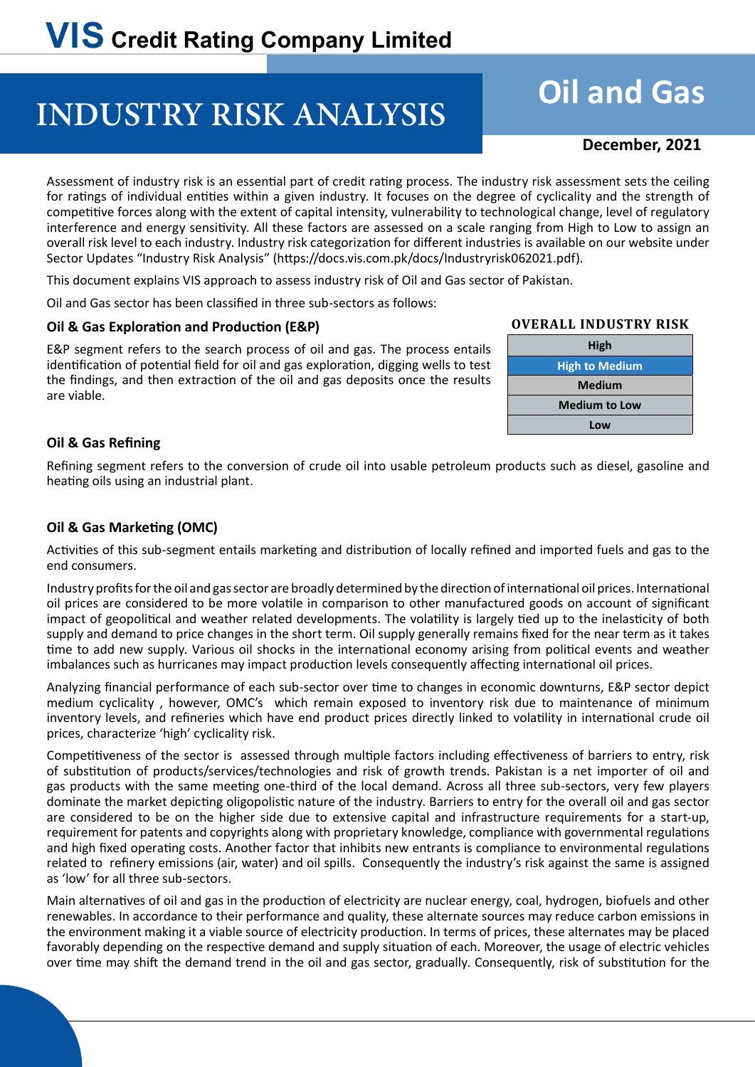# VIS Credit Rating Company Limited

# INDUSTRY RISK ANALYSIS

## Oil and Gas

**December, 2021**

Assessment of industry risk is an essential part of credit rating process. The industry risk assessment sets the ceiling for ratings of individual entities within a given industry. It focuses on the degree of cyclicality and the strength of competitive forces along with the extent of capital intensity, vulnerability to technological change, level of regulatory interference and energy sensitivity. All these factors are assessed on a scale ranging from High to Low to assign an overall risk level to each industry. Industry risk categorization for different industries is available on our website under Sector Updates "Industry Risk Analysis" (https://docs.vis.com.pk/docs/Industryrisk062021.pdf).

This document explains VIS approach to assess industry risk of Oil and Gas sector of Pakistan.

Oil and Gas sector has been classified in three sub-sectors as follows:

**OVERALL INDUSTRY RISK**

| OVERALL INDUSTRY RISK |
|---|
| High |
| **High to Medium** |
| Medium |
| Medium to Low |
| Low |

### Oil & Gas Exploration and Production (E&P)

E&P segment refers to the search process of oil and gas. The process entails identification of potential field for oil and gas exploration, digging wells to test the findings, and then extraction of the oil and gas deposits once the results are viable.

### Oil & Gas Refining

Refining segment refers to the conversion of crude oil into usable petroleum products such as diesel, gasoline and heating oils using an industrial plant.

### Oil & Gas Marketing (OMC)

Activities of this sub-segment entails marketing and distribution of locally refined and imported fuels and gas to the end consumers.

Industry profits for the oil and gas sector are broadly determined by the direction of international oil prices. International oil prices are considered to be more volatile in comparison to other manufactured goods on account of significant impact of geopolitical and weather related developments. The volatility is largely tied up to the inelasticity of both supply and demand to price changes in the short term. Oil supply generally remains fixed for the near term as it takes time to add new supply. Various oil shocks in the international economy arising from political events and weather imbalances such as hurricanes may impact production levels consequently affecting international oil prices.

Analyzing financial performance of each sub-sector over time to changes in economic downturns, E&P sector depict medium cyclicality , however, OMC's which remain exposed to inventory risk due to maintenance of minimum inventory levels, and refineries which have end product prices directly linked to volatility in international crude oil prices, characterize 'high' cyclicality risk.

Competitiveness of the sector is assessed through multiple factors including effectiveness of barriers to entry, risk of substitution of products/services/technologies and risk of growth trends. Pakistan is a net importer of oil and gas products with the same meeting one-third of the local demand. Across all three sub-sectors, very few players dominate the market depicting oligopolistic nature of the industry. Barriers to entry for the overall oil and gas sector are considered to be on the higher side due to extensive capital and infrastructure requirements for a start-up, requirement for patents and copyrights along with proprietary knowledge, compliance with governmental regulations and high fixed operating costs. Another factor that inhibits new entrants is compliance to environmental regulations related to refinery emissions (air, water) and oil spills. Consequently the industry's risk against the same is assigned as 'low' for all three sub-sectors.

Main alternatives of oil and gas in the production of electricity are nuclear energy, coal, hydrogen, biofuels and other renewables. In accordance to their performance and quality, these alternate sources may reduce carbon emissions in the environment making it a viable source of electricity production. In terms of prices, these alternates may be placed favorably depending on the respective demand and supply situation of each. Moreover, the usage of electric vehicles over time may shift the demand trend in the oil and gas sector, gradually. Consequently, risk of substitution for the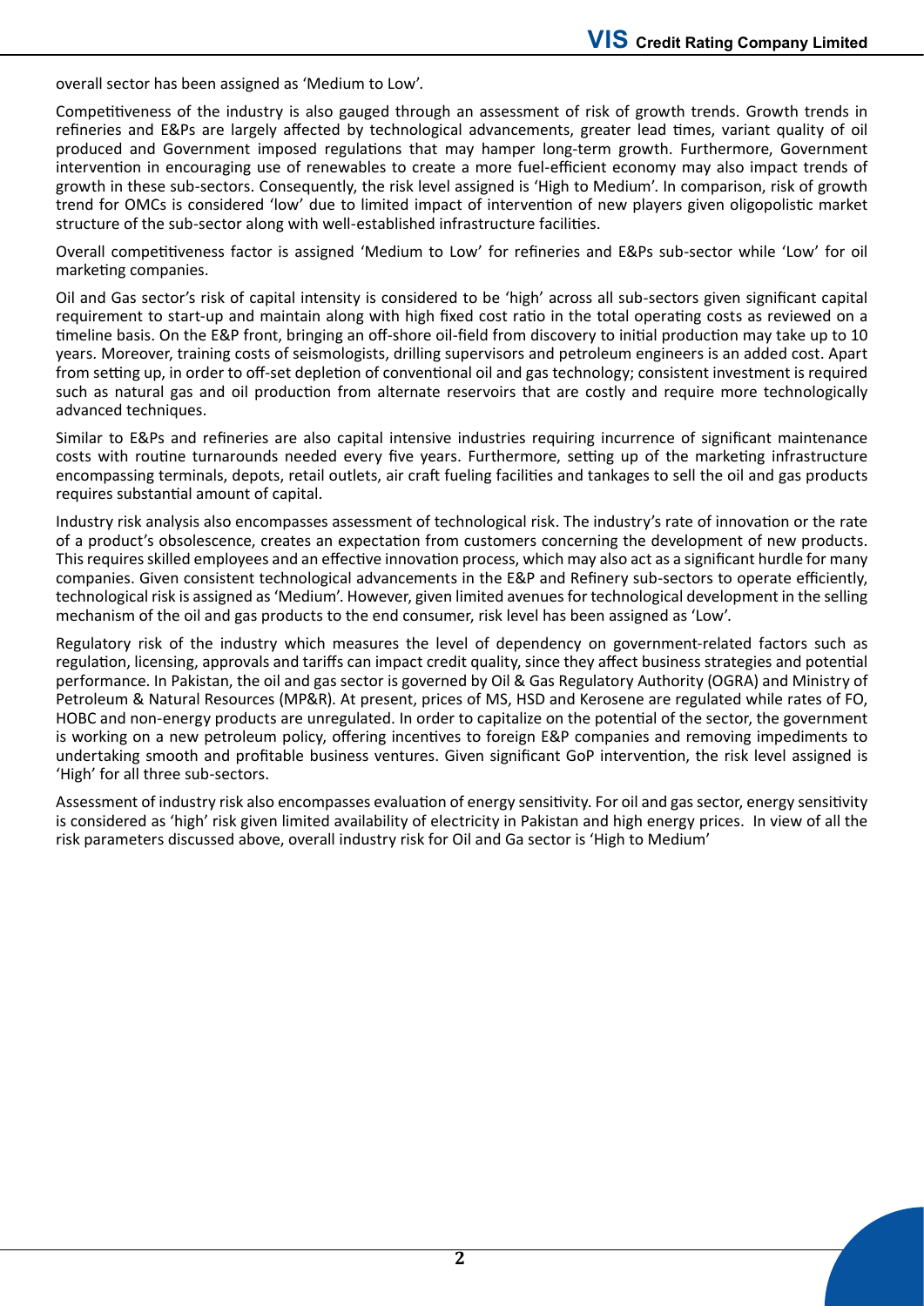overall sector has been assigned as 'Medium to Low'.

Competitiveness of the industry is also gauged through an assessment of risk of growth trends. Growth trends in refineries and E&Ps are largely affected by technological advancements, greater lead times, variant quality of oil produced and Government imposed regulations that may hamper long-term growth. Furthermore, Government intervention in encouraging use of renewables to create a more fuel-efficient economy may also impact trends of growth in these sub-sectors. Consequently, the risk level assigned is 'High to Medium'. In comparison, risk of growth trend for OMCs is considered 'low' due to limited impact of intervention of new players given oligopolistic market structure of the sub-sector along with well-established infrastructure facilities.

Overall competitiveness factor is assigned 'Medium to Low' for refineries and E&Ps sub-sector while 'Low' for oil marketing companies.

Oil and Gas sector's risk of capital intensity is considered to be 'high' across all sub-sectors given significant capital requirement to start-up and maintain along with high fixed cost ratio in the total operating costs as reviewed on a timeline basis. On the E&P front, bringing an off-shore oil-field from discovery to initial production may take up to 10 years. Moreover, training costs of seismologists, drilling supervisors and petroleum engineers is an added cost. Apart from setting up, in order to off-set depletion of conventional oil and gas technology; consistent investment is required such as natural gas and oil production from alternate reservoirs that are costly and require more technologically advanced techniques.

Similar to E&Ps and refineries are also capital intensive industries requiring incurrence of significant maintenance costs with routine turnarounds needed every five years. Furthermore, setting up of the marketing infrastructure encompassing terminals, depots, retail outlets, air craft fueling facilities and tankages to sell the oil and gas products requires substantial amount of capital.

Industry risk analysis also encompasses assessment of technological risk. The industry's rate of innovation or the rate of a product's obsolescence, creates an expectation from customers concerning the development of new products. This requires skilled employees and an effective innovation process, which may also act as a significant hurdle for many companies. Given consistent technological advancements in the E&P and Refinery sub-sectors to operate efficiently, technological risk is assigned as 'Medium'. However, given limited avenues for technological development in the selling mechanism of the oil and gas products to the end consumer, risk level has been assigned as 'Low'.

Regulatory risk of the industry which measures the level of dependency on government-related factors such as regulation, licensing, approvals and tariffs can impact credit quality, since they affect business strategies and potential performance. In Pakistan, the oil and gas sector is governed by Oil & Gas Regulatory Authority (OGRA) and Ministry of Petroleum & Natural Resources (MP&R). At present, prices of MS, HSD and Kerosene are regulated while rates of FO, HOBC and non-energy products are unregulated. In order to capitalize on the potential of the sector, the government is working on a new petroleum policy, offering incentives to foreign E&P companies and removing impediments to undertaking smooth and profitable business ventures. Given significant GoP intervention, the risk level assigned is 'High' for all three sub-sectors.

Assessment of industry risk also encompasses evaluation of energy sensitivity. For oil and gas sector, energy sensitivity is considered as 'high' risk given limited availability of electricity in Pakistan and high energy prices. In view of all the risk parameters discussed above, overall industry risk for Oil and Ga sector is 'High to Medium'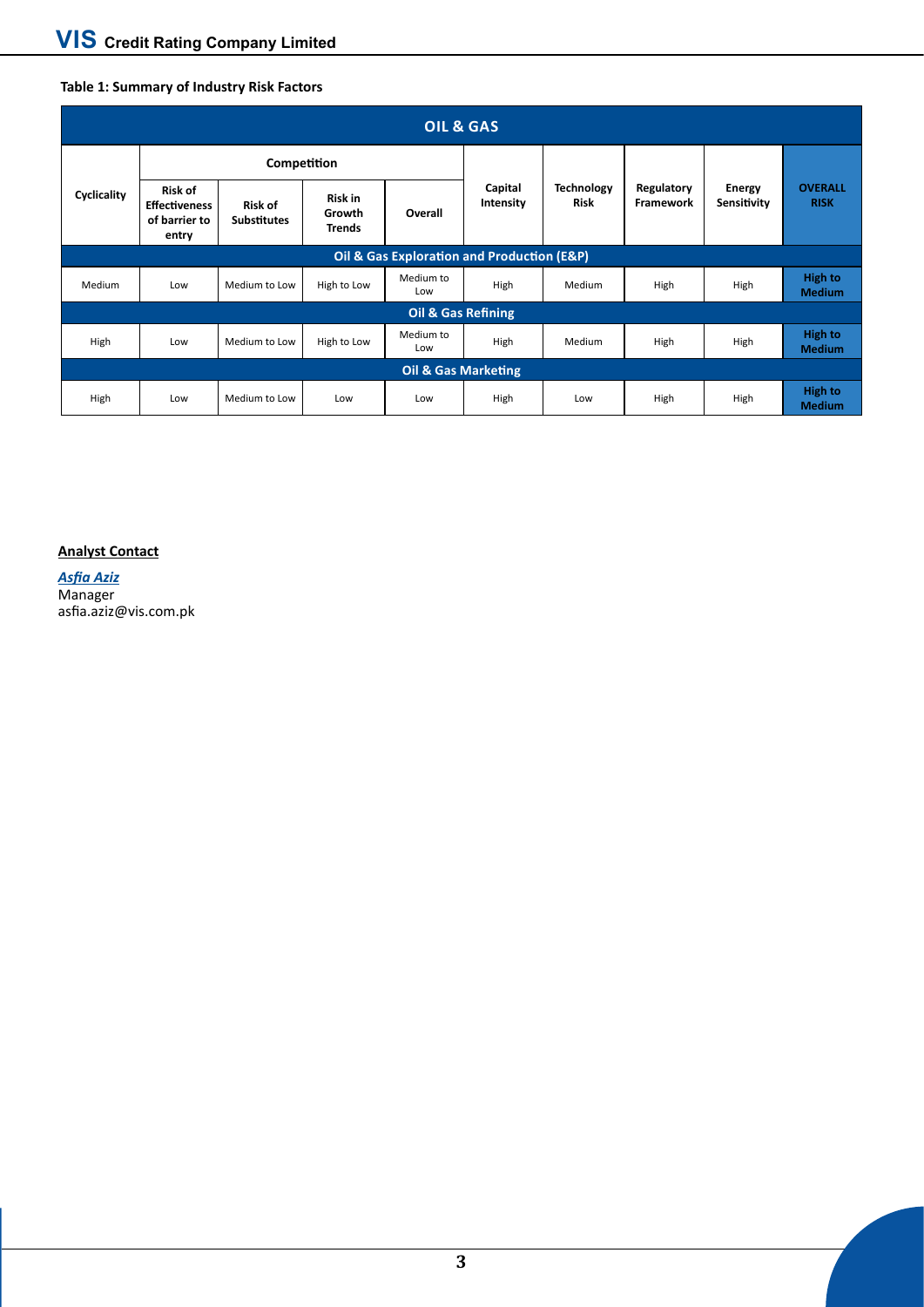**Table 1: Summary of Industry Risk Factors**

| OIL & GAS | | | | | | | | | |
|---|---|---|---|---|---|---|---|---|---|
| Cyclicality | Competition | | | | Capital Intensity | Technology Risk | Regulatory Framework | Energy Sensitivity | OVERALL RISK |
| | Risk of Effectiveness of barrier to entry | Risk of Substitutes | Risk in Growth Trends | Overall | | | | | |
| **Oil & Gas Exploration and Production (E&P)** | | | | | | | | | |
| Medium | Low | Medium to Low | High to Low | Medium to Low | High | Medium | High | High | **High to Medium** |
| **Oil & Gas Refining** | | | | | | | | | |
| High | Low | Medium to Low | High to Low | Medium to Low | High | Medium | High | High | **High to Medium** |
| **Oil & Gas Marketing** | | | | | | | | | |
| High | Low | Medium to Low | Low | Low | High | Low | High | High | **High to Medium** |

**Analyst Contact**

*Asfia Aziz*
Manager
asfia.aziz@vis.com.pk